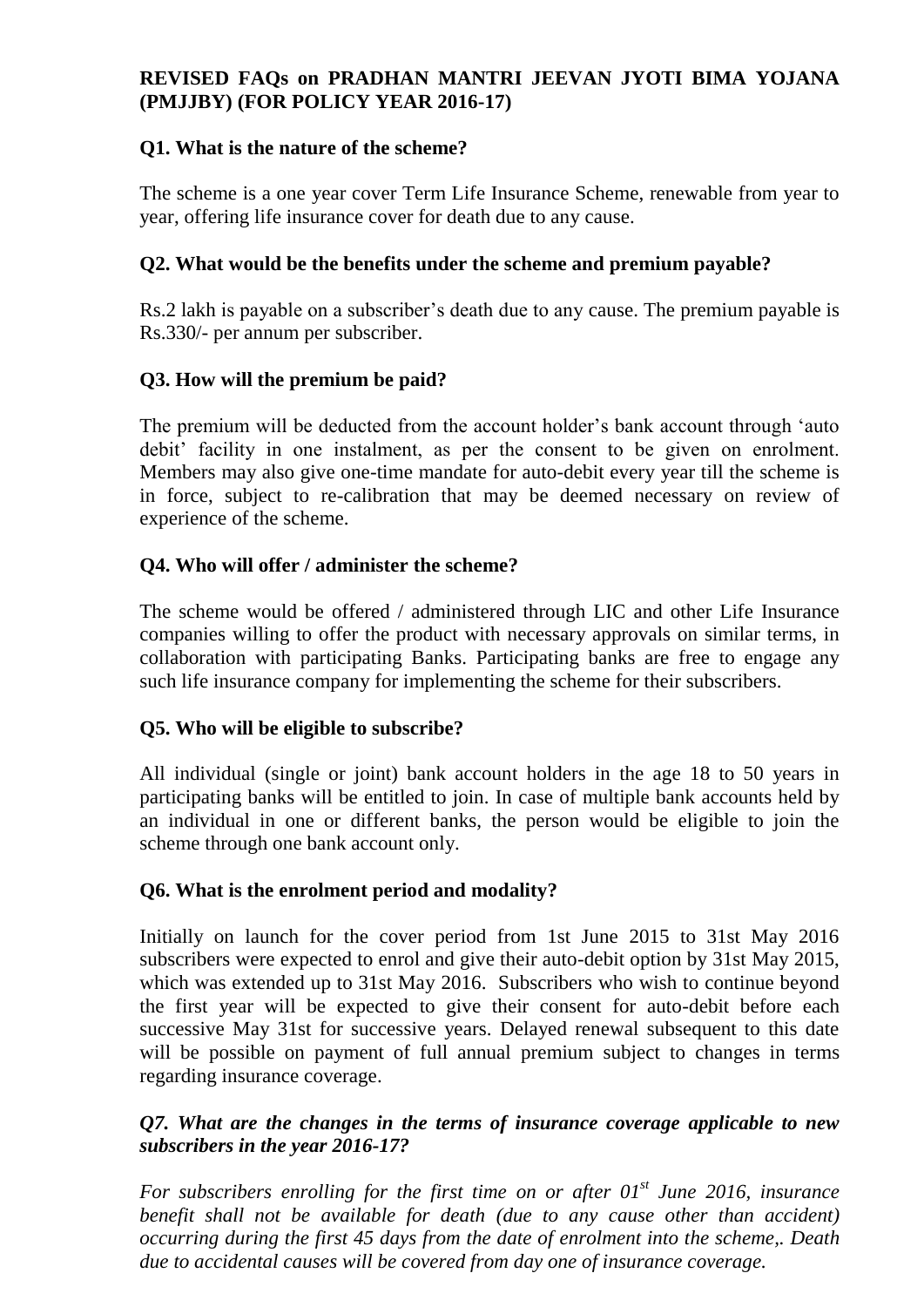**REVISED FAQs on PRADHAN MANTRI JEEVAN JYOTI BIMA YOJANA (PMJJBY) (FOR POLICY YEAR 2016-17)**

**Q1. What is the nature of the scheme?**

The scheme is a one year cover Term Life Insurance Scheme, renewable from year to year, offering life insurance cover for death due to any cause.

**Q2. What would be the benefits under the scheme and premium payable?**

Rs.2 lakh is payable on a subscriber's death due to any cause. The premium payable is Rs.330/- per annum per subscriber.

**Q3. How will the premium be paid?**

The premium will be deducted from the account holder's bank account through 'auto debit' facility in one instalment, as per the consent to be given on enrolment. Members may also give one-time mandate for auto-debit every year till the scheme is in force, subject to re-calibration that may be deemed necessary on review of experience of the scheme.

**Q4. Who will offer / administer the scheme?**

The scheme would be offered / administered through LIC and other Life Insurance companies willing to offer the product with necessary approvals on similar terms, in collaboration with participating Banks. Participating banks are free to engage any such life insurance company for implementing the scheme for their subscribers.

**Q5. Who will be eligible to subscribe?**

All individual (single or joint) bank account holders in the age 18 to 50 years in participating banks will be entitled to join. In case of multiple bank accounts held by an individual in one or different banks, the person would be eligible to join the scheme through one bank account only.

**Q6. What is the enrolment period and modality?**

Initially on launch for the cover period from 1st June 2015 to 31st May 2016 subscribers were expected to enrol and give their auto-debit option by 31st May 2015, which was extended up to 31st May 2016. Subscribers who wish to continue beyond the first year will be expected to give their consent for auto-debit before each successive May 31st for successive years. Delayed renewal subsequent to this date will be possible on payment of full annual premium subject to changes in terms regarding insurance coverage.

***Q7. What are the changes in the terms of insurance coverage applicable to new subscribers in the year 2016-17?***

*For subscribers enrolling for the first time on or after 01st June 2016, insurance benefit shall not be available for death (due to any cause other than accident) occurring during the first 45 days from the date of enrolment into the scheme,. Death due to accidental causes will be covered from day one of insurance coverage.*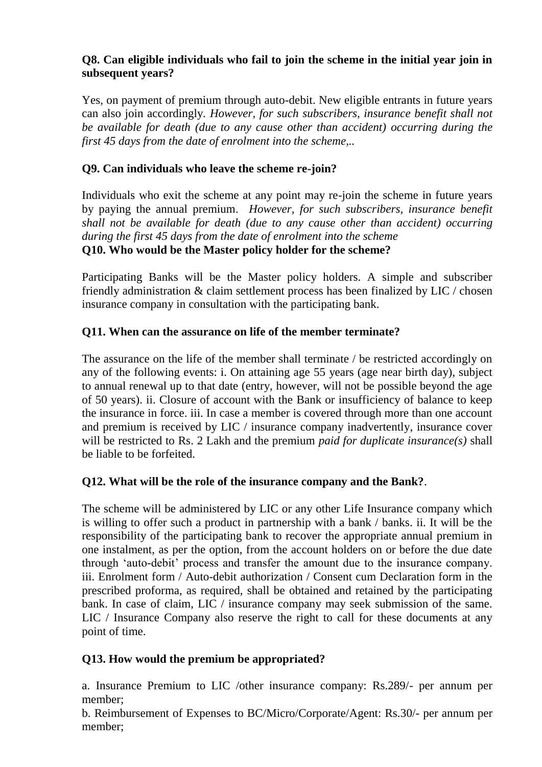**Q8. Can eligible individuals who fail to join the scheme in the initial year join in subsequent years?**

Yes, on payment of premium through auto-debit. New eligible entrants in future years can also join accordingly. *However, for such subscribers, insurance benefit shall not be available for death (due to any cause other than accident) occurring during the first 45 days from the date of enrolment into the scheme,.*

**Q9. Can individuals who leave the scheme re-join?**

Individuals who exit the scheme at any point may re-join the scheme in future years by paying the annual premium. *However, for such subscribers, insurance benefit shall not be available for death (due to any cause other than accident) occurring during the first 45 days from the date of enrolment into the scheme*

**Q10. Who would be the Master policy holder for the scheme?**

Participating Banks will be the Master policy holders. A simple and subscriber friendly administration & claim settlement process has been finalized by LIC / chosen insurance company in consultation with the participating bank.

**Q11. When can the assurance on life of the member terminate?**

The assurance on the life of the member shall terminate / be restricted accordingly on any of the following events: i. On attaining age 55 years (age near birth day), subject to annual renewal up to that date (entry, however, will not be possible beyond the age of 50 years). ii. Closure of account with the Bank or insufficiency of balance to keep the insurance in force. iii. In case a member is covered through more than one account and premium is received by LIC / insurance company inadvertently, insurance cover will be restricted to Rs. 2 Lakh and the premium *paid for duplicate insurance(s)* shall be liable to be forfeited.

**Q12. What will be the role of the insurance company and the Bank?**.

The scheme will be administered by LIC or any other Life Insurance company which is willing to offer such a product in partnership with a bank / banks. ii. It will be the responsibility of the participating bank to recover the appropriate annual premium in one instalment, as per the option, from the account holders on or before the due date through 'auto-debit' process and transfer the amount due to the insurance company. iii. Enrolment form / Auto-debit authorization / Consent cum Declaration form in the prescribed proforma, as required, shall be obtained and retained by the participating bank. In case of claim, LIC / insurance company may seek submission of the same. LIC / Insurance Company also reserve the right to call for these documents at any point of time.

**Q13. How would the premium be appropriated?**

a. Insurance Premium to LIC /other insurance company: Rs.289/- per annum per member;

b. Reimbursement of Expenses to BC/Micro/Corporate/Agent: Rs.30/- per annum per member;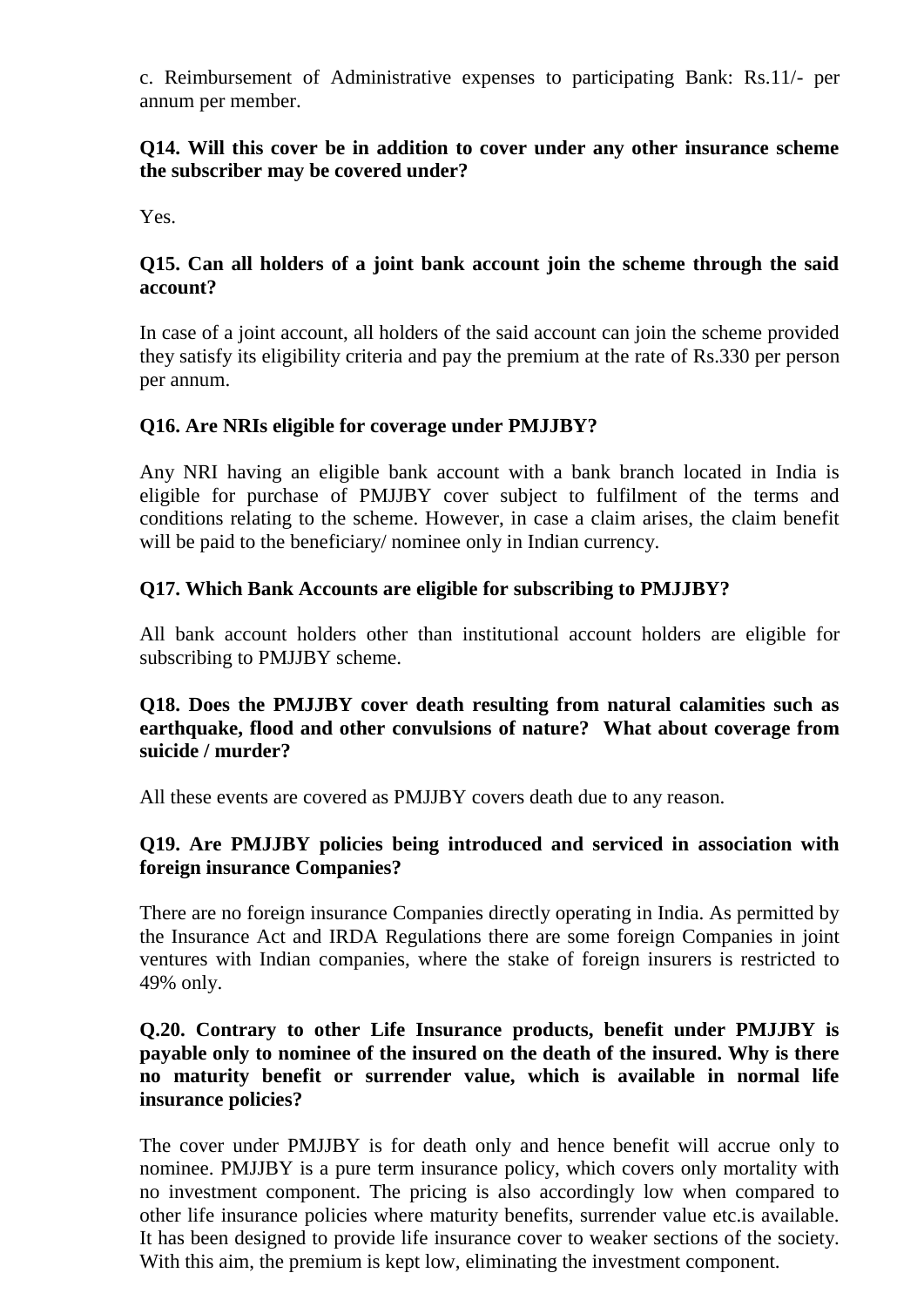c. Reimbursement of Administrative expenses to participating Bank: Rs.11/- per annum per member.

**Q14. Will this cover be in addition to cover under any other insurance scheme the subscriber may be covered under?**

Yes.

**Q15. Can all holders of a joint bank account join the scheme through the said account?**

In case of a joint account, all holders of the said account can join the scheme provided they satisfy its eligibility criteria and pay the premium at the rate of Rs.330 per person per annum.

**Q16. Are NRIs eligible for coverage under PMJJBY?**

Any NRI having an eligible bank account with a bank branch located in India is eligible for purchase of PMJJBY cover subject to fulfilment of the terms and conditions relating to the scheme. However, in case a claim arises, the claim benefit will be paid to the beneficiary/ nominee only in Indian currency.

**Q17. Which Bank Accounts are eligible for subscribing to PMJJBY?**

All bank account holders other than institutional account holders are eligible for subscribing to PMJJBY scheme.

**Q18. Does the PMJJBY cover death resulting from natural calamities such as earthquake, flood and other convulsions of nature? What about coverage from suicide / murder?**

All these events are covered as PMJJBY covers death due to any reason.

**Q19. Are PMJJBY policies being introduced and serviced in association with foreign insurance Companies?**

There are no foreign insurance Companies directly operating in India. As permitted by the Insurance Act and IRDA Regulations there are some foreign Companies in joint ventures with Indian companies, where the stake of foreign insurers is restricted to 49% only.

**Q.20. Contrary to other Life Insurance products, benefit under PMJJBY is payable only to nominee of the insured on the death of the insured. Why is there no maturity benefit or surrender value, which is available in normal life insurance policies?**

The cover under PMJJBY is for death only and hence benefit will accrue only to nominee. PMJJBY is a pure term insurance policy, which covers only mortality with no investment component. The pricing is also accordingly low when compared to other life insurance policies where maturity benefits, surrender value etc.is available. It has been designed to provide life insurance cover to weaker sections of the society. With this aim, the premium is kept low, eliminating the investment component.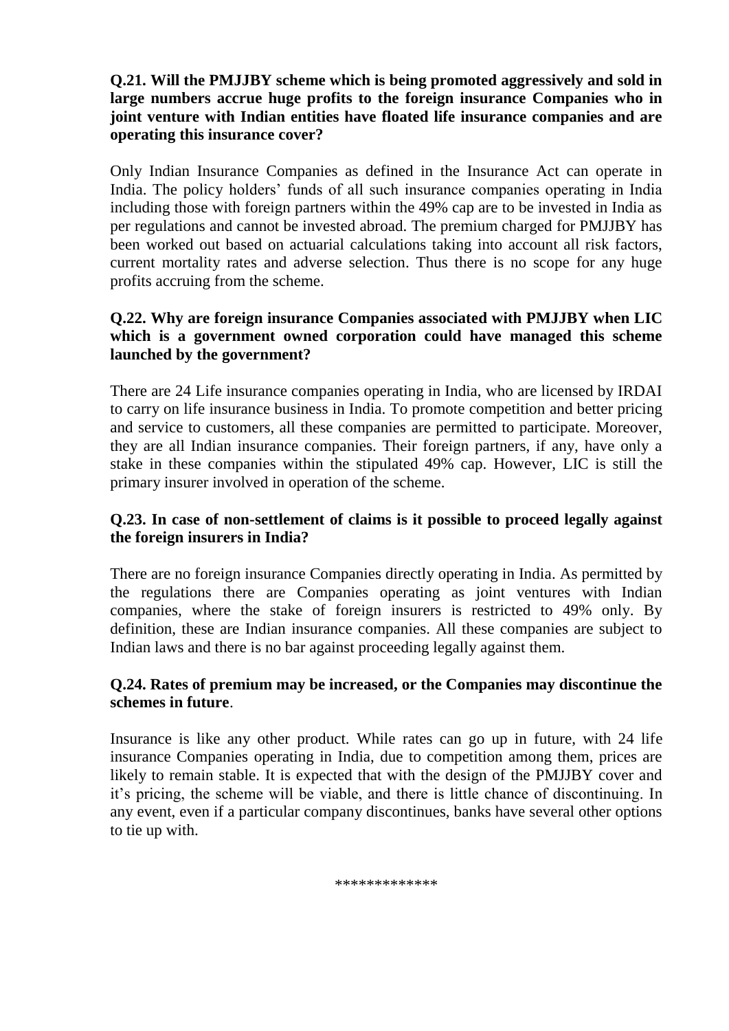**Q.21. Will the PMJJBY scheme which is being promoted aggressively and sold in large numbers accrue huge profits to the foreign insurance Companies who in joint venture with Indian entities have floated life insurance companies and are operating this insurance cover?**

Only Indian Insurance Companies as defined in the Insurance Act can operate in India. The policy holders' funds of all such insurance companies operating in India including those with foreign partners within the 49% cap are to be invested in India as per regulations and cannot be invested abroad. The premium charged for PMJJBY has been worked out based on actuarial calculations taking into account all risk factors, current mortality rates and adverse selection. Thus there is no scope for any huge profits accruing from the scheme.

**Q.22. Why are foreign insurance Companies associated with PMJJBY when LIC which is a government owned corporation could have managed this scheme launched by the government?**

There are 24 Life insurance companies operating in India, who are licensed by IRDAI to carry on life insurance business in India. To promote competition and better pricing and service to customers, all these companies are permitted to participate. Moreover, they are all Indian insurance companies. Their foreign partners, if any, have only a stake in these companies within the stipulated 49% cap. However, LIC is still the primary insurer involved in operation of the scheme.

**Q.23. In case of non-settlement of claims is it possible to proceed legally against the foreign insurers in India?**

There are no foreign insurance Companies directly operating in India. As permitted by the regulations there are Companies operating as joint ventures with Indian companies, where the stake of foreign insurers is restricted to 49% only. By definition, these are Indian insurance companies. All these companies are subject to Indian laws and there is no bar against proceeding legally against them.

**Q.24. Rates of premium may be increased, or the Companies may discontinue the schemes in future**.

Insurance is like any other product. While rates can go up in future, with 24 life insurance Companies operating in India, due to competition among them, prices are likely to remain stable. It is expected that with the design of the PMJJBY cover and it's pricing, the scheme will be viable, and there is little chance of discontinuing. In any event, even if a particular company discontinues, banks have several other options to tie up with.

*************